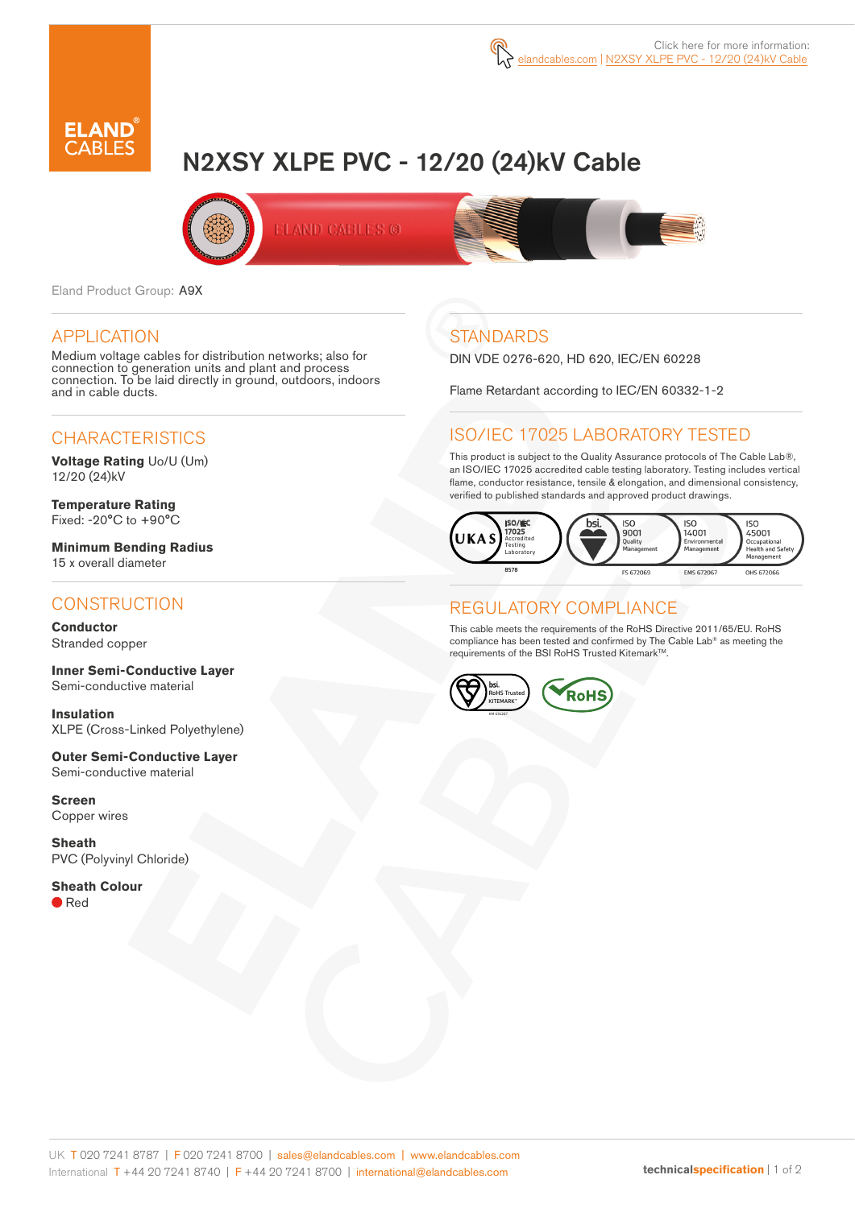Click here for more information:
elandcables.com | N2XSY XLPE PVC - 12/20 (24)kV Cable

# N2XSY XLPE PVC - 12/20 (24)kV Cable

Eland Product Group: A9X

## APPLICATION

Medium voltage cables for distribution networks; also for connection to generation units and plant and process connection. To be laid directly in ground, outdoors, indoors and in cable ducts.

## CHARACTERISTICS

**Voltage Rating** Uo/U (Um)
12/20 (24)kV

**Temperature Rating**
Fixed: -20°C to +90°C

**Minimum Bending Radius**
15 x overall diameter

## CONSTRUCTION

**Conductor**
Stranded copper

**Inner Semi-Conductive Layer**
Semi-conductive material

**Insulation**
XLPE (Cross-Linked Polyethylene)

**Outer Semi-Conductive Layer**
Semi-conductive material

**Screen**
Copper wires

**Sheath**
PVC (Polyvinyl Chloride)

**Sheath Colour**
Red

## STANDARDS

DIN VDE 0276-620, HD 620, IEC/EN 60228

Flame Retardant according to IEC/EN 60332-1-2

## ISO/IEC 17025 LABORATORY TESTED

This product is subject to the Quality Assurance protocols of The Cable Lab®, an ISO/IEC 17025 accredited cable testing laboratory. Testing includes vertical flame, conductor resistance, tensile & elongation, and dimensional consistency, verified to published standards and approved product drawings.

UKAS ISO/IEC 17025 Accredited Testing Laboratory 8578 | bsi. ISO 9001 Quality Management FS 672069 | ISO 14001 Environmental Management EMS 672067 | ISO 45001 Occupational Health and Safety Management OHS 672066

## REGULATORY COMPLIANCE

This cable meets the requirements of the RoHS Directive 2011/65/EU. RoHS compliance has been tested and confirmed by The Cable Lab® as meeting the requirements of the BSI RoHS Trusted Kitemark™.

bsi. RoHS Trusted KITEMARK™ | RoHS

UK T 020 7241 8787 | F 020 7241 8700 | sales@elandcables.com | www.elandcables.com
International T +44 20 7241 8740 | F +44 20 7241 8700 | international@elandcables.com

technicalspecification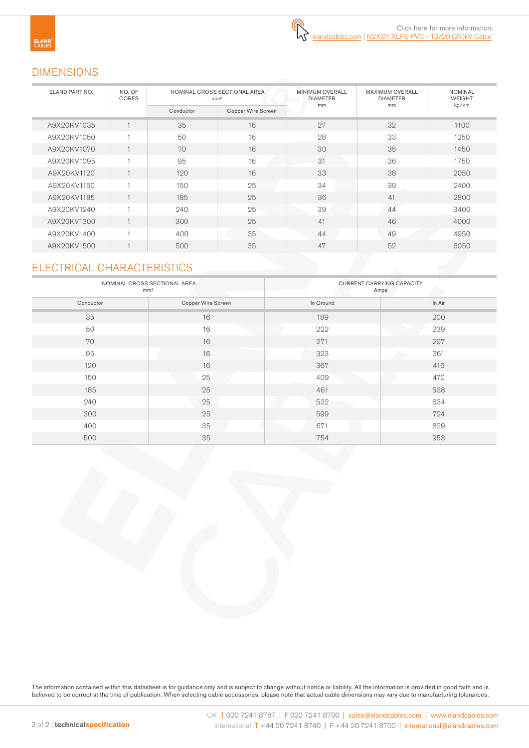Click here for more information:
elandcables.com | N2XSY XLPE PVC - 12/20 (24)kV Cable

## DIMENSIONS

| ELAND PART NO. | NO. OF CORES | NOMINAL CROSS SECTIONAL AREA mm² | | MINIMUM OVERALL DIAMETER mm | MAXIMUM OVERALL DIAMETER mm | NOMINAL WEIGHT kg/km |
|---|---|---|---|---|---|---|
| | | Conductor | Copper Wire Screen | | | |
| A9X20KV1035 | 1 | 35 | 16 | 27 | 32 | 1100 |
| A9X20KV1050 | 1 | 50 | 16 | 28 | 33 | 1250 |
| A9X20KV1070 | 1 | 70 | 16 | 30 | 35 | 1450 |
| A9X20KV1095 | 1 | 95 | 16 | 31 | 36 | 1750 |
| A9X20KV1120 | 1 | 120 | 16 | 33 | 38 | 2050 |
| A9X20KV1150 | 1 | 150 | 25 | 34 | 39 | 2400 |
| A9X20KV1185 | 1 | 185 | 25 | 36 | 41 | 2800 |
| A9X20KV1240 | 1 | 240 | 25 | 39 | 44 | 3400 |
| A9X20KV1300 | 1 | 300 | 25 | 41 | 46 | 4000 |
| A9X20KV1400 | 1 | 400 | 35 | 44 | 49 | 4950 |
| A9X20KV1500 | 1 | 500 | 35 | 47 | 52 | 6050 |

## ELECTRICAL CHARACTERISTICS

| NOMINAL CROSS SECTIONAL AREA mm² | | CURRENT CARRYING CAPACITY Amps | |
|---|---|---|---|
| Conductor | Copper Wire Screen | In Ground | In Air |
| 35 | 16 | 189 | 200 |
| 50 | 16 | 222 | 239 |
| 70 | 16 | 271 | 297 |
| 95 | 16 | 323 | 361 |
| 120 | 16 | 367 | 416 |
| 150 | 25 | 409 | 470 |
| 185 | 25 | 461 | 538 |
| 240 | 25 | 532 | 634 |
| 300 | 25 | 599 | 724 |
| 400 | 35 | 671 | 829 |
| 500 | 35 | 754 | 953 |

The information contained within this datasheet is for guidance only and is subject to change without notice or liability. All the information is provided in good faith and is believed to be correct at the time of publication. When selecting cable accessories, please note that actual cable dimensions may vary due to manufacturing tolerances.

UK T 020 7241 8787 | F 020 7241 8700 | sales@elandcables.com | www.elandcables.com
International T +44 20 7241 8740 | F +44 20 7241 8700 | international@elandcables.com